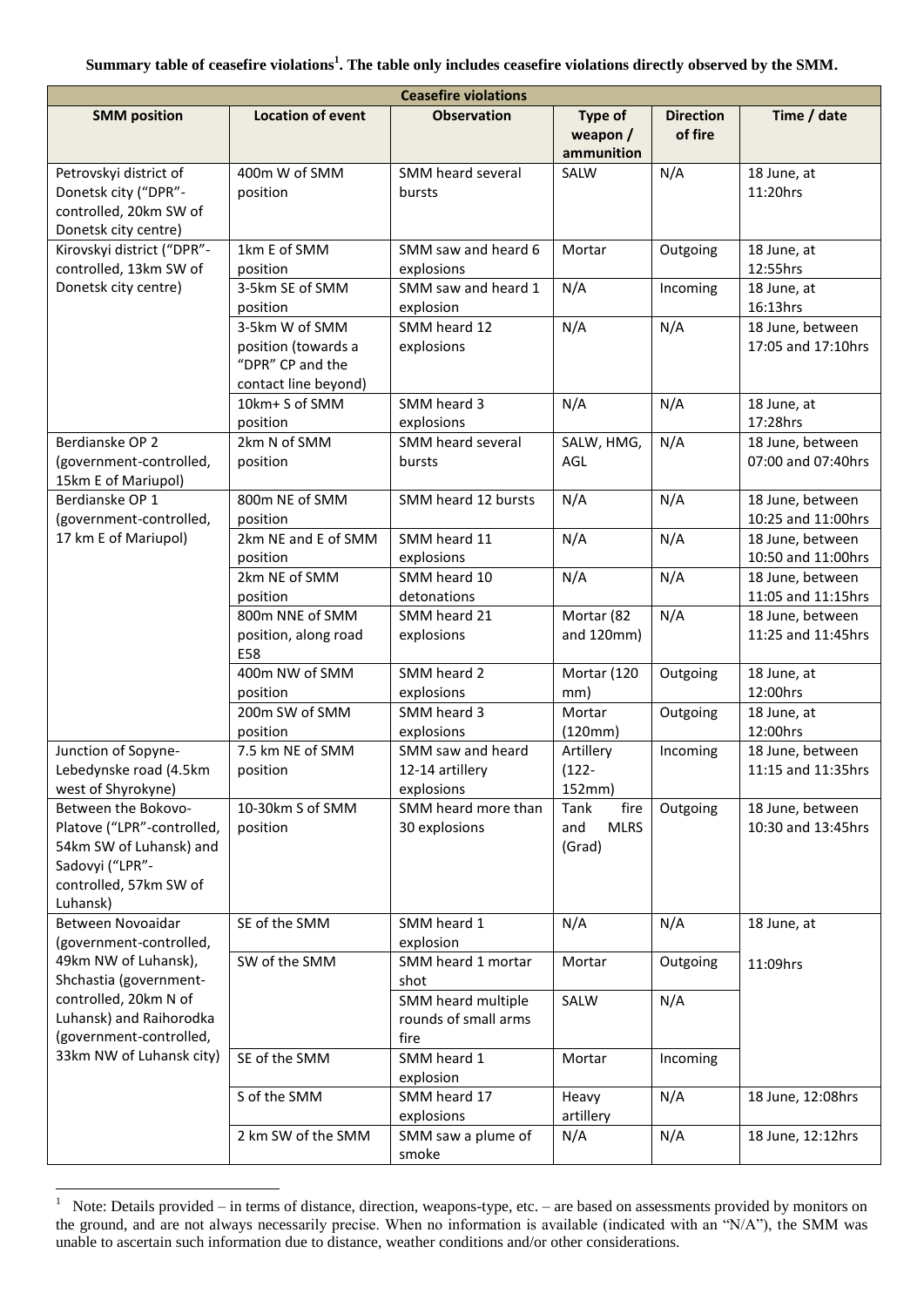**Summary table of ceasefire violations[1]. The table only includes ceasefire violations directly observed by the SMM.**

| Ceasefire violations | | | | | |
|---|---|---|---|---|---|
| **SMM position** | **Location of event** | **Observation** | **Type of weapon / ammunition** | **Direction of fire** | **Time / date** |
| Petrovskyi district of Donetsk city ("DPR"-controlled, 20km SW of Donetsk city centre) | 400m W of SMM position | SMM heard several bursts | SALW | N/A | 18 June, at 11:20hrs |
| Kirovskyi district ("DPR"-controlled, 13km SW of Donetsk city centre) | 1km E of SMM position | SMM saw and heard 6 explosions | Mortar | Outgoing | 18 June, at 12:55hrs |
| | 3-5km SE of SMM position | SMM saw and heard 1 explosion | N/A | Incoming | 18 June, at 16:13hrs |
| | 3-5km W of SMM position (towards a "DPR" CP and the contact line beyond) | SMM heard 12 explosions | N/A | N/A | 18 June, between 17:05 and 17:10hrs |
| | 10km+ S of SMM position | SMM heard 3 explosions | N/A | N/A | 18 June, at 17:28hrs |
| Berdianske OP 2 (government-controlled, 15km E of Mariupol) | 2km N of SMM position | SMM heard several bursts | SALW, HMG, AGL | N/A | 18 June, between 07:00 and 07:40hrs |
| Berdianske OP 1 (government-controlled, 17 km E of Mariupol) | 800m NE of SMM position | SMM heard 12 bursts | N/A | N/A | 18 June, between 10:25 and 11:00hrs |
| | 2km NE and E of SMM position | SMM heard 11 explosions | N/A | N/A | 18 June, between 10:50 and 11:00hrs |
| | 2km NE of SMM position | SMM heard 10 detonations | N/A | N/A | 18 June, between 11:05 and 11:15hrs |
| | 800m NNE of SMM position, along road E58 | SMM heard 21 explosions | Mortar (82 and 120mm) | N/A | 18 June, between 11:25 and 11:45hrs |
| | 400m NW of SMM position | SMM heard 2 explosions | Mortar (120 mm) | Outgoing | 18 June, at 12:00hrs |
| | 200m SW of SMM position | SMM heard 3 explosions | Mortar (120mm) | Outgoing | 18 June, at 12:00hrs |
| Junction of Sopyne-Lebedynske road (4.5km west of Shyrokyne) | 7.5 km NE of SMM position | SMM saw and heard 12-14 artillery explosions | Artillery (122-152mm) | Incoming | 18 June, between 11:15 and 11:35hrs |
| Between the Bokovo-Platove ("LPR"-controlled, 54km SW of Luhansk) and Sadovyi ("LPR"-controlled, 57km SW of Luhansk) | 10-30km S of SMM position | SMM heard more than 30 explosions | Tank fire and MLRS (Grad) | Outgoing | 18 June, between 10:30 and 13:45hrs |
| Between Novoaidar (government-controlled, 49km NW of Luhansk), Shchastia (government-controlled, 20km N of Luhansk) and Raihorodka (government-controlled, 33km NW of Luhansk city) | SE of the SMM | SMM heard 1 explosion | N/A | N/A | 18 June, at 11:09hrs |
| | SW of the SMM | SMM heard 1 mortar shot | Mortar | Outgoing | |
| | | SMM heard multiple rounds of small arms fire | SALW | N/A | |
| | SE of the SMM | SMM heard 1 explosion | Mortar | Incoming | |
| | S of the SMM | SMM heard 17 explosions | Heavy artillery | N/A | 18 June, 12:08hrs |
| | 2 km SW of the SMM | SMM saw a plume of smoke | N/A | N/A | 18 June, 12:12hrs |

[1] Note: Details provided – in terms of distance, direction, weapons-type, etc. – are based on assessments provided by monitors on the ground, and are not always necessarily precise. When no information is available (indicated with an "N/A"), the SMM was unable to ascertain such information due to distance, weather conditions and/or other considerations.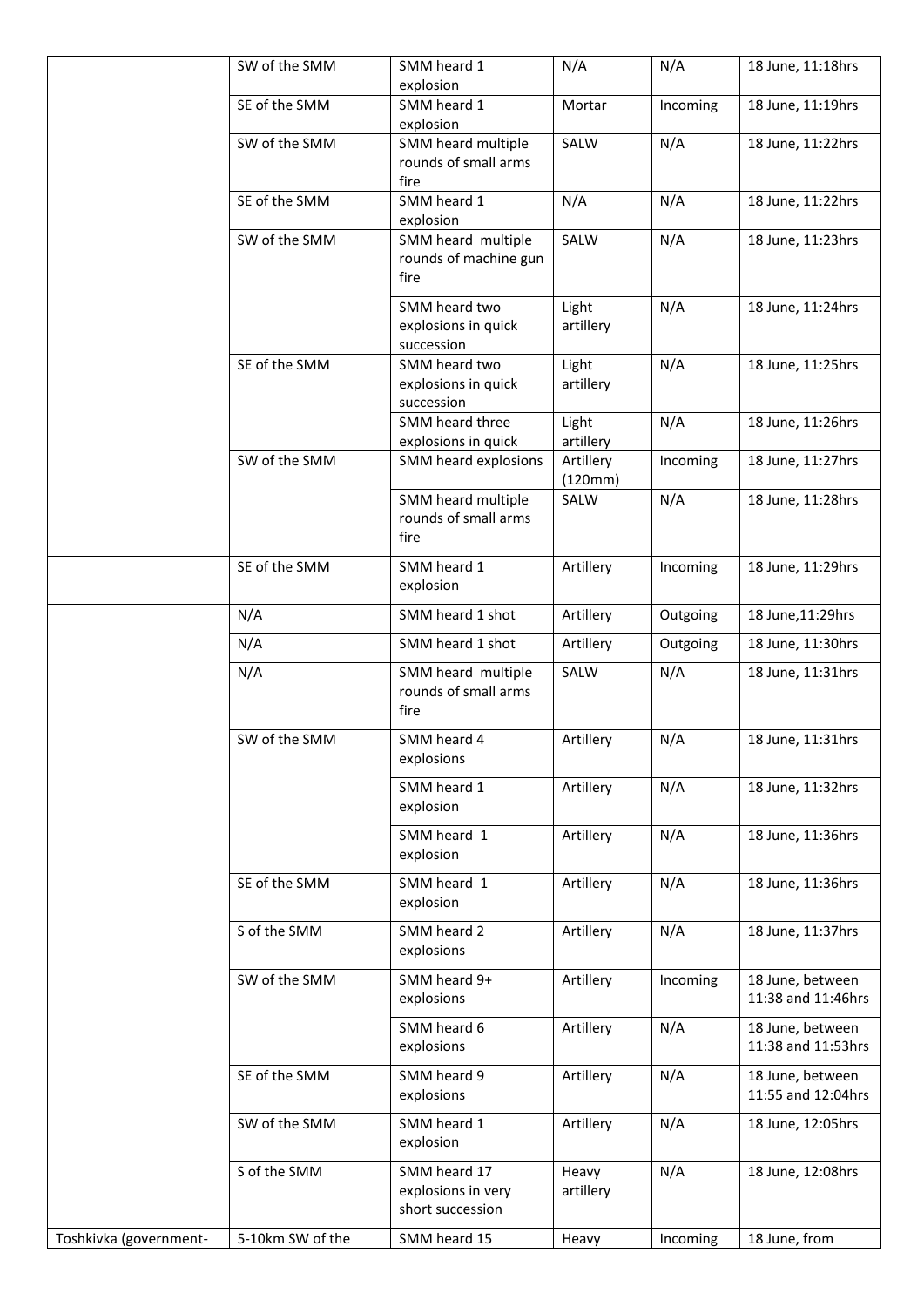| | | | | | |
|---|---|---|---|---|---|
| | SW of the SMM | SMM heard 1 explosion | N/A | N/A | 18 June, 11:18hrs |
| | SE of the SMM | SMM heard 1 explosion | Mortar | Incoming | 18 June, 11:19hrs |
| | SW of the SMM | SMM heard multiple rounds of small arms fire | SALW | N/A | 18 June, 11:22hrs |
| | SE of the SMM | SMM heard 1 explosion | N/A | N/A | 18 June, 11:22hrs |
| | SW of the SMM | SMM heard multiple rounds of machine gun fire | SALW | N/A | 18 June, 11:23hrs |
| | | SMM heard two explosions in quick succession | Light artillery | N/A | 18 June, 11:24hrs |
| | SE of the SMM | SMM heard two explosions in quick succession | Light artillery | N/A | 18 June, 11:25hrs |
| | | SMM heard three explosions in quick | Light artillery | N/A | 18 June, 11:26hrs |
| | SW of the SMM | SMM heard explosions | Artillery (120mm) | Incoming | 18 June, 11:27hrs |
| | | SMM heard multiple rounds of small arms fire | SALW | N/A | 18 June, 11:28hrs |
| | SE of the SMM | SMM heard 1 explosion | Artillery | Incoming | 18 June, 11:29hrs |
| | N/A | SMM heard 1 shot | Artillery | Outgoing | 18 June,11:29hrs |
| | N/A | SMM heard 1 shot | Artillery | Outgoing | 18 June, 11:30hrs |
| | N/A | SMM heard multiple rounds of small arms fire | SALW | N/A | 18 June, 11:31hrs |
| | SW of the SMM | SMM heard 4 explosions | Artillery | N/A | 18 June, 11:31hrs |
| | | SMM heard 1 explosion | Artillery | N/A | 18 June, 11:32hrs |
| | | SMM heard 1 explosion | Artillery | N/A | 18 June, 11:36hrs |
| | SE of the SMM | SMM heard 1 explosion | Artillery | N/A | 18 June, 11:36hrs |
| | S of the SMM | SMM heard 2 explosions | Artillery | N/A | 18 June, 11:37hrs |
| | SW of the SMM | SMM heard 9+ explosions | Artillery | Incoming | 18 June, between 11:38 and 11:46hrs |
| | | SMM heard 6 explosions | Artillery | N/A | 18 June, between 11:38 and 11:53hrs |
| | SE of the SMM | SMM heard 9 explosions | Artillery | N/A | 18 June, between 11:55 and 12:04hrs |
| | SW of the SMM | SMM heard 1 explosion | Artillery | N/A | 18 June, 12:05hrs |
| | S of the SMM | SMM heard 17 explosions in very short succession | Heavy artillery | N/A | 18 June, 12:08hrs |
| Toshkivka (government- | 5-10km SW of the | SMM heard 15 | Heavy | Incoming | 18 June, from |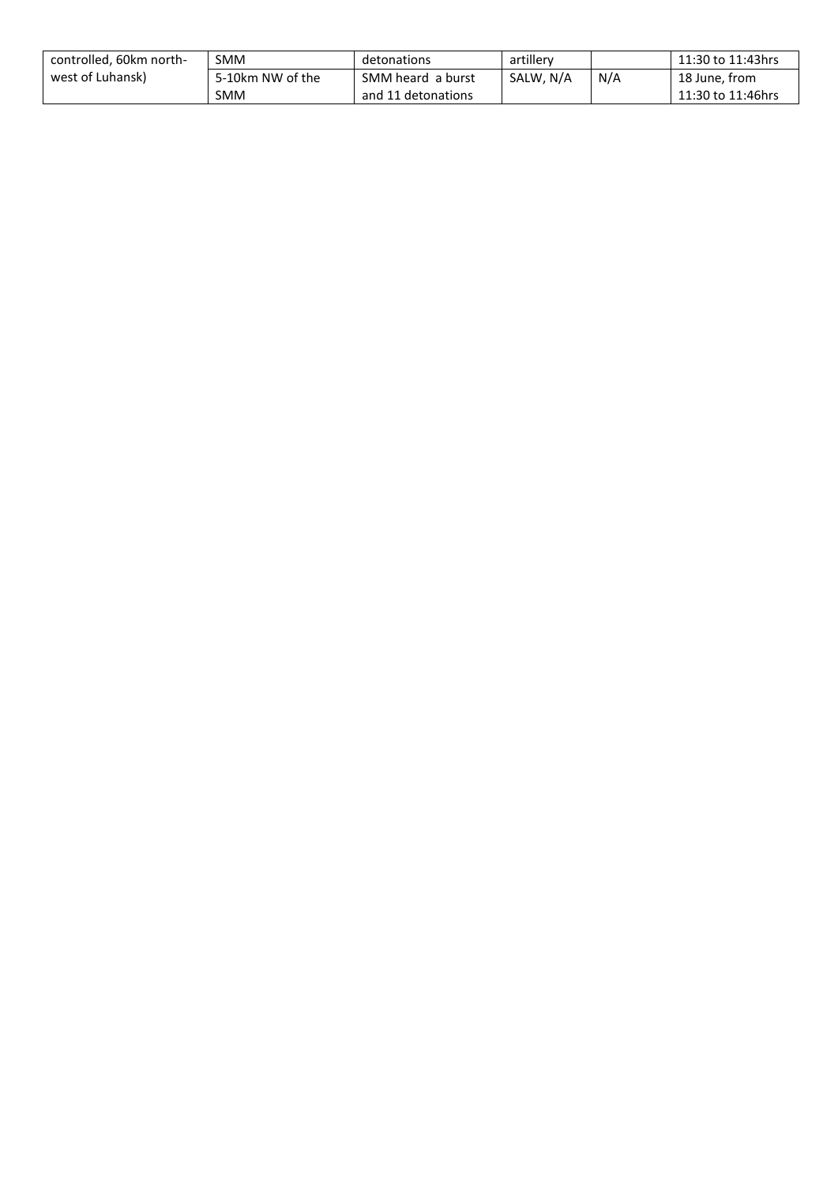| | | | | | |
|---|---|---|---|---|---|
| controlled, 60km north-west of Luhansk) | SMM | detonations | artillery | | 11:30 to 11:43hrs |
| | 5-10km NW of the SMM | SMM heard a burst and 11 detonations | SALW, N/A | N/A | 18 June, from 11:30 to 11:46hrs |